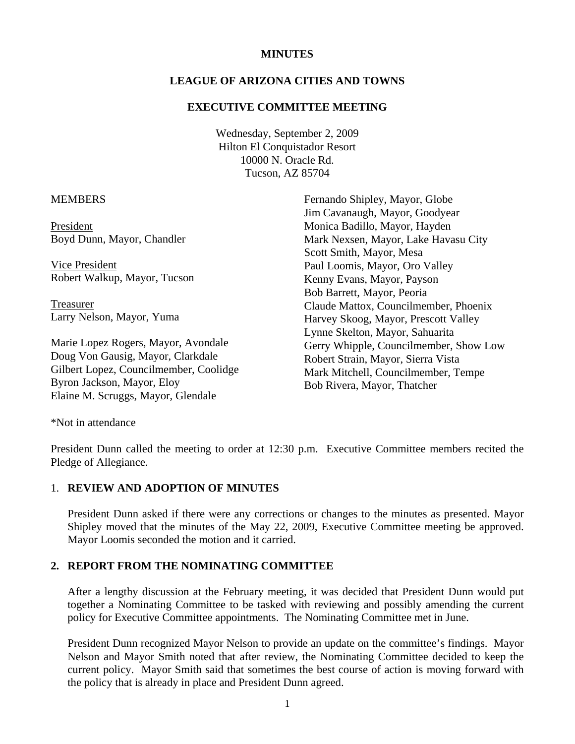**MINUTES**

**LEAGUE OF ARIZONA CITIES AND TOWNS**

**EXECUTIVE COMMITTEE MEETING**

Wednesday, September 2, 2009
Hilton El Conquistador Resort
10000 N. Oracle Rd.
Tucson, AZ 85704

MEMBERS

President
Boyd Dunn, Mayor, Chandler

Vice President
Robert Walkup, Mayor, Tucson

Treasurer
Larry Nelson, Mayor, Yuma

Marie Lopez Rogers, Mayor, Avondale
Doug Von Gausig, Mayor, Clarkdale
Gilbert Lopez, Councilmember, Coolidge
Byron Jackson, Mayor, Eloy
Elaine M. Scruggs, Mayor, Glendale
Fernando Shipley, Mayor, Globe
Jim Cavanaugh, Mayor, Goodyear
Monica Badillo, Mayor, Hayden
Mark Nexsen, Mayor, Lake Havasu City
Scott Smith, Mayor, Mesa
Paul Loomis, Mayor, Oro Valley
Kenny Evans, Mayor, Payson
Bob Barrett, Mayor, Peoria
Claude Mattox, Councilmember, Phoenix
Harvey Skoog, Mayor, Prescott Valley
Lynne Skelton, Mayor, Sahuarita
Gerry Whipple, Councilmember, Show Low
Robert Strain, Mayor, Sierra Vista
Mark Mitchell, Councilmember, Tempe
Bob Rivera, Mayor, Thatcher

*Not in attendance

President Dunn called the meeting to order at 12:30 p.m. Executive Committee members recited the Pledge of Allegiance.

1. **REVIEW AND ADOPTION OF MINUTES**

President Dunn asked if there were any corrections or changes to the minutes as presented. Mayor Shipley moved that the minutes of the May 22, 2009, Executive Committee meeting be approved. Mayor Loomis seconded the motion and it carried.

**2. REPORT FROM THE NOMINATING COMMITTEE**

After a lengthy discussion at the February meeting, it was decided that President Dunn would put together a Nominating Committee to be tasked with reviewing and possibly amending the current policy for Executive Committee appointments. The Nominating Committee met in June.

President Dunn recognized Mayor Nelson to provide an update on the committee's findings. Mayor Nelson and Mayor Smith noted that after review, the Nominating Committee decided to keep the current policy. Mayor Smith said that sometimes the best course of action is moving forward with the policy that is already in place and President Dunn agreed.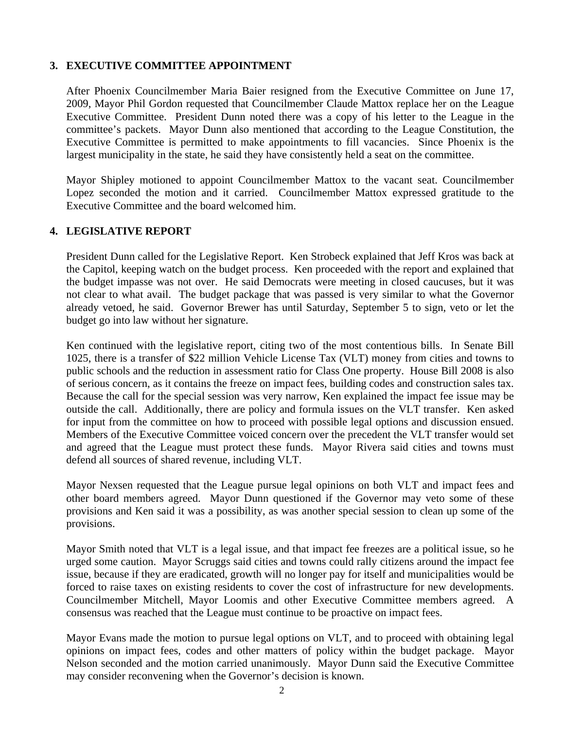## 3. EXECUTIVE COMMITTEE APPOINTMENT

After Phoenix Councilmember Maria Baier resigned from the Executive Committee on June 17, 2009, Mayor Phil Gordon requested that Councilmember Claude Mattox replace her on the League Executive Committee. President Dunn noted there was a copy of his letter to the League in the committee's packets. Mayor Dunn also mentioned that according to the League Constitution, the Executive Committee is permitted to make appointments to fill vacancies. Since Phoenix is the largest municipality in the state, he said they have consistently held a seat on the committee.

Mayor Shipley motioned to appoint Councilmember Mattox to the vacant seat. Councilmember Lopez seconded the motion and it carried. Councilmember Mattox expressed gratitude to the Executive Committee and the board welcomed him.

## 4. LEGISLATIVE REPORT

President Dunn called for the Legislative Report. Ken Strobeck explained that Jeff Kros was back at the Capitol, keeping watch on the budget process. Ken proceeded with the report and explained that the budget impasse was not over. He said Democrats were meeting in closed caucuses, but it was not clear to what avail. The budget package that was passed is very similar to what the Governor already vetoed, he said. Governor Brewer has until Saturday, September 5 to sign, veto or let the budget go into law without her signature.

Ken continued with the legislative report, citing two of the most contentious bills. In Senate Bill 1025, there is a transfer of $22 million Vehicle License Tax (VLT) money from cities and towns to public schools and the reduction in assessment ratio for Class One property. House Bill 2008 is also of serious concern, as it contains the freeze on impact fees, building codes and construction sales tax. Because the call for the special session was very narrow, Ken explained the impact fee issue may be outside the call. Additionally, there are policy and formula issues on the VLT transfer. Ken asked for input from the committee on how to proceed with possible legal options and discussion ensued. Members of the Executive Committee voiced concern over the precedent the VLT transfer would set and agreed that the League must protect these funds. Mayor Rivera said cities and towns must defend all sources of shared revenue, including VLT.

Mayor Nexsen requested that the League pursue legal opinions on both VLT and impact fees and other board members agreed. Mayor Dunn questioned if the Governor may veto some of these provisions and Ken said it was a possibility, as was another special session to clean up some of the provisions.

Mayor Smith noted that VLT is a legal issue, and that impact fee freezes are a political issue, so he urged some caution. Mayor Scruggs said cities and towns could rally citizens around the impact fee issue, because if they are eradicated, growth will no longer pay for itself and municipalities would be forced to raise taxes on existing residents to cover the cost of infrastructure for new developments. Councilmember Mitchell, Mayor Loomis and other Executive Committee members agreed. A consensus was reached that the League must continue to be proactive on impact fees.

Mayor Evans made the motion to pursue legal options on VLT, and to proceed with obtaining legal opinions on impact fees, codes and other matters of policy within the budget package. Mayor Nelson seconded and the motion carried unanimously. Mayor Dunn said the Executive Committee may consider reconvening when the Governor's decision is known.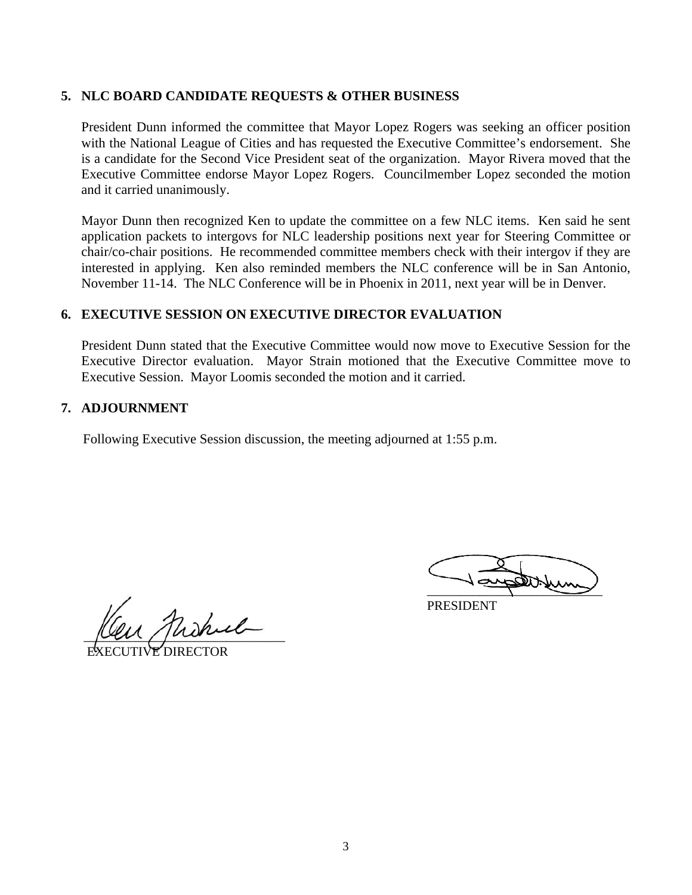## 5. NLC BOARD CANDIDATE REQUESTS & OTHER BUSINESS

President Dunn informed the committee that Mayor Lopez Rogers was seeking an officer position with the National League of Cities and has requested the Executive Committee's endorsement. She is a candidate for the Second Vice President seat of the organization. Mayor Rivera moved that the Executive Committee endorse Mayor Lopez Rogers. Councilmember Lopez seconded the motion and it carried unanimously.

Mayor Dunn then recognized Ken to update the committee on a few NLC items. Ken said he sent application packets to intergovs for NLC leadership positions next year for Steering Committee or chair/co-chair positions. He recommended committee members check with their intergov if they are interested in applying. Ken also reminded members the NLC conference will be in San Antonio, November 11-14. The NLC Conference will be in Phoenix in 2011, next year will be in Denver.

## 6. EXECUTIVE SESSION ON EXECUTIVE DIRECTOR EVALUATION

President Dunn stated that the Executive Committee would now move to Executive Session for the Executive Director evaluation. Mayor Strain motioned that the Executive Committee move to Executive Session. Mayor Loomis seconded the motion and it carried.

## 7. ADJOURNMENT

Following Executive Session discussion, the meeting adjourned at 1:55 p.m.

PRESIDENT

EXECUTIVE DIRECTOR